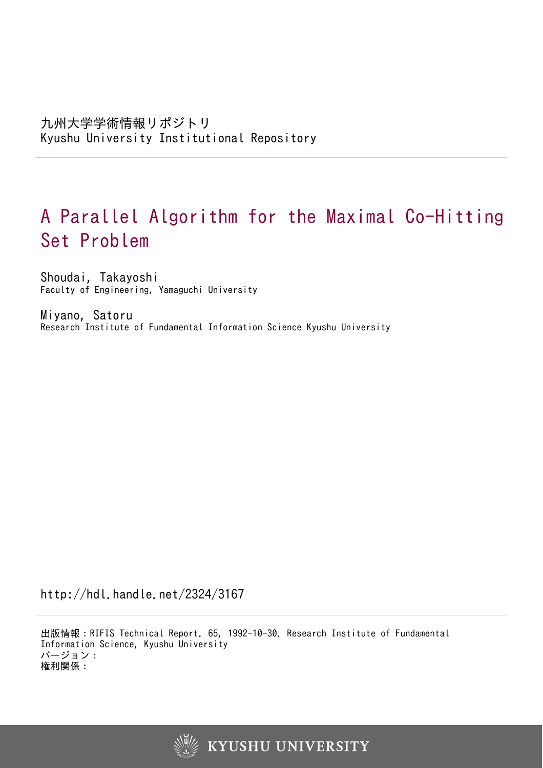九州大学学術情報リポジトリ
Kyushu University Institutional Repository

# A Parallel Algorithm for the Maximal Co-Hitting Set Problem

Shoudai, Takayoshi
Faculty of Engineering, Yamaguchi University

Miyano, Satoru
Research Institute of Fundamental Information Science Kyushu University

http://hdl.handle.net/2324/3167

出版情報：RIFIS Technical Report. 65, 1992-10-30. Research Institute of Fundamental Information Science, Kyushu University
バージョン：
権利関係：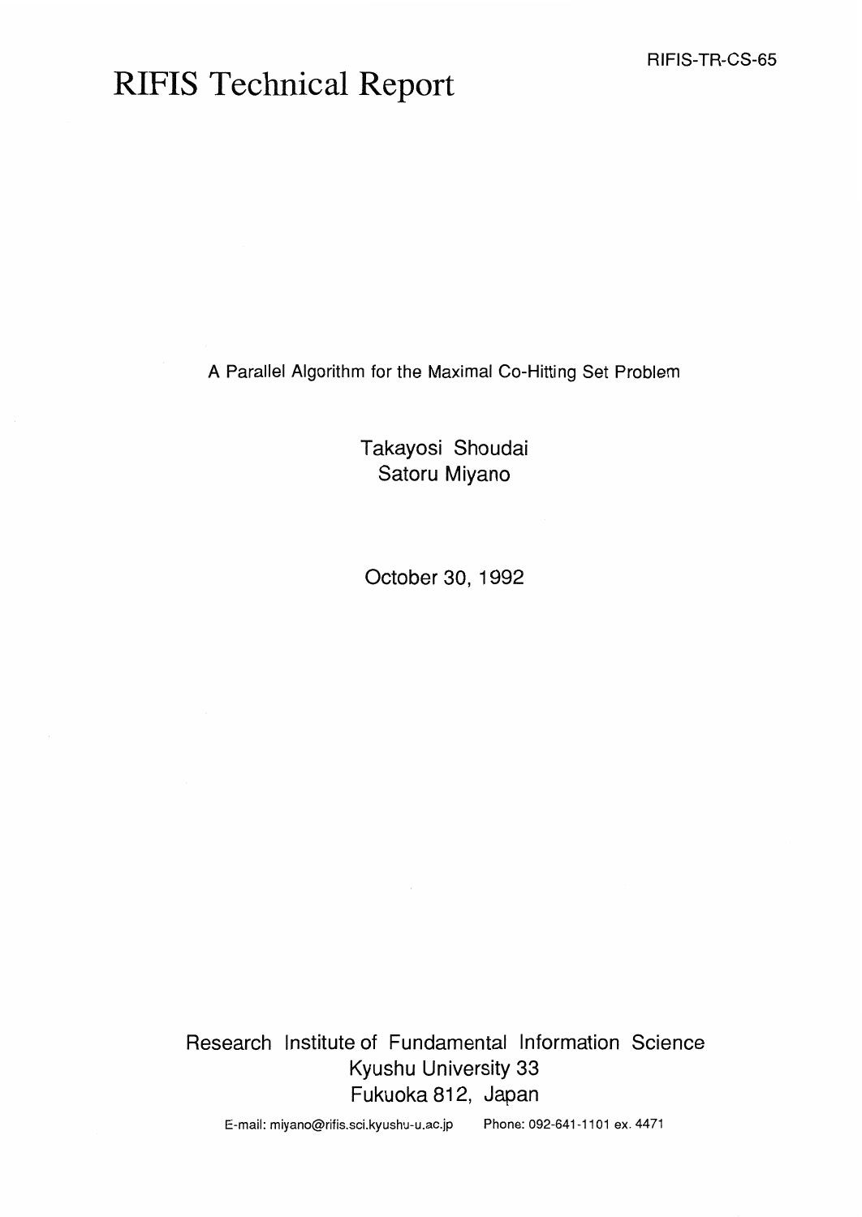RIFIS-TR-CS-65

# RIFIS Technical Report

A Parallel Algorithm for the Maximal Co-Hitting Set Problem

Takayosi Shoudai
Satoru Miyano

October 30, 1992

Research Institute of Fundamental Information Science
Kyushu University 33
Fukuoka 812, Japan

E-mail: miyano@rifis.sci.kyushu-u.ac.jp Phone: 092-641-1101 ex. 4471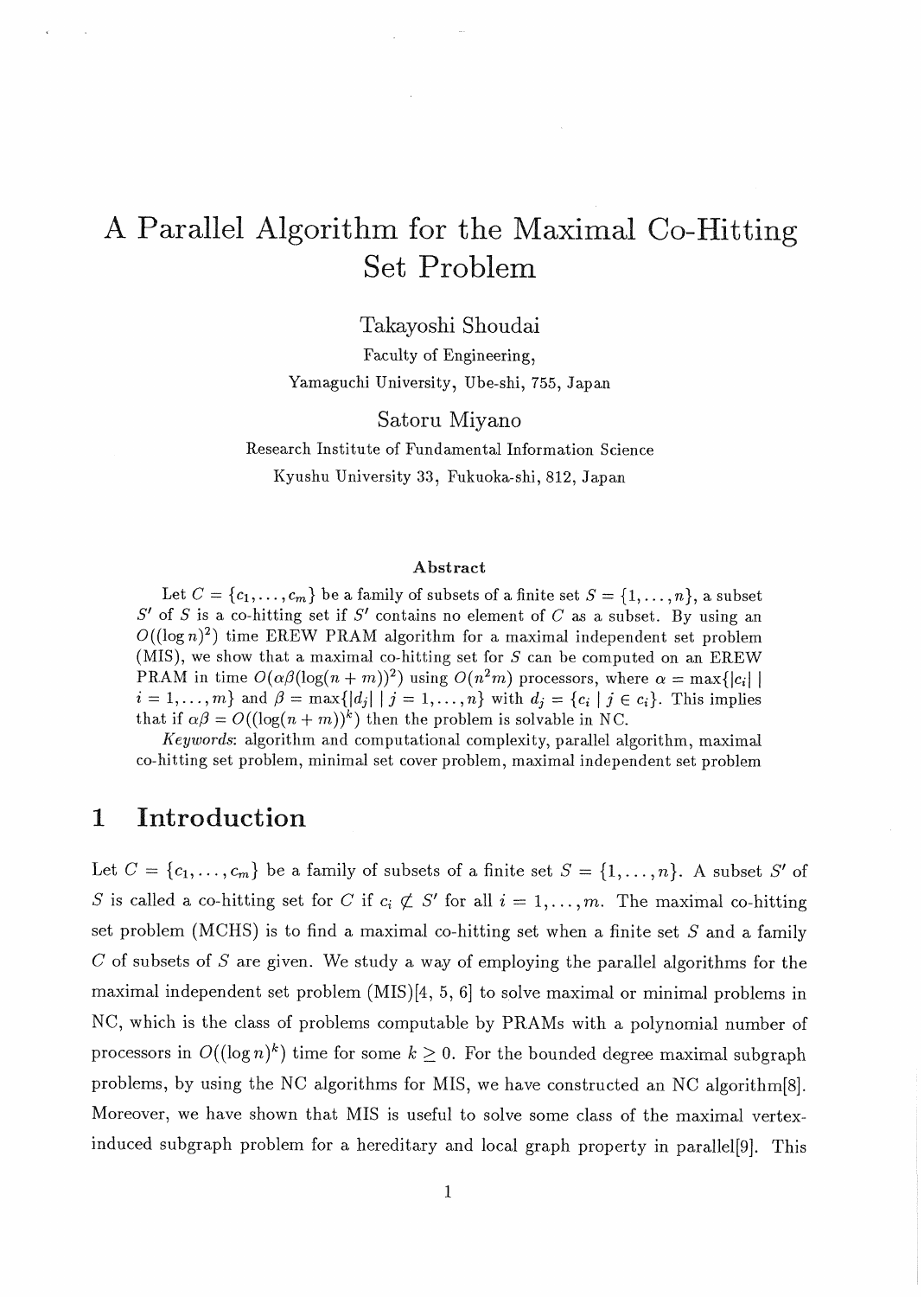# A Parallel Algorithm for the Maximal Co-Hitting Set Problem

Takayoshi Shoudai

Faculty of Engineering,

Yamaguchi University, Ube-shi, 755, Japan

Satoru Miyano

Research Institute of Fundamental Information Science

Kyushu University 33, Fukuoka-shi, 812, Japan

**Abstract**

Let $C = \{c_1, \ldots, c_m\}$ be a family of subsets of a finite set $S = \{1, \ldots, n\}$, a subset $S'$ of $S$ is a co-hitting set if $S'$ contains no element of $C$ as a subset. By using an $O((\log n)^2)$ time EREW PRAM algorithm for a maximal independent set problem (MIS), we show that a maximal co-hitting set for $S$ can be computed on an EREW PRAM in time $O(\alpha\beta(\log(n+m))^2)$ using $O(n^2 m)$ processors, where $\alpha = \max\{|c_i| \mid i = 1, \ldots, m\}$ and $\beta = \max\{|d_j| \mid j = 1, \ldots, n\}$ with $d_j = \{c_i \mid j \in c_i\}$. This implies that if $\alpha\beta = O((\log(n+m))^k)$ then the problem is solvable in NC.

*Keywords*: algorithm and computational complexity, parallel algorithm, maximal co-hitting set problem, minimal set cover problem, maximal independent set problem

## 1 Introduction

Let $C = \{c_1, \ldots, c_m\}$ be a family of subsets of a finite set $S = \{1, \ldots, n\}$. A subset $S'$ of $S$ is called co-hitting set for $C$ if $c_i \not\subseteq S'$ for all $i = 1, \ldots, m$. The maximal co-hitting set problem (MCHS) is to find a maximal co-hitting set when a finite set $S$ and a family $C$ of subsets of $S$ are given. We study a way of employing the parallel algorithms for the maximal independent set problem (MIS)[4, 5, 6] to solve maximal or minimal problems in NC, which is the class of problems computable by PRAMs with a polynomial number of processors in $O((\log n)^k)$ time for some $k \geq 0$. For the bounded degree maximal subgraph problems, by using the NC algorithms for MIS, we have constructed an NC algorithm[8]. Moreover, we have shown that MIS is useful to solve some class of the maximal vertex-induced subgraph problem for a hereditary and local graph property in parallel[9]. This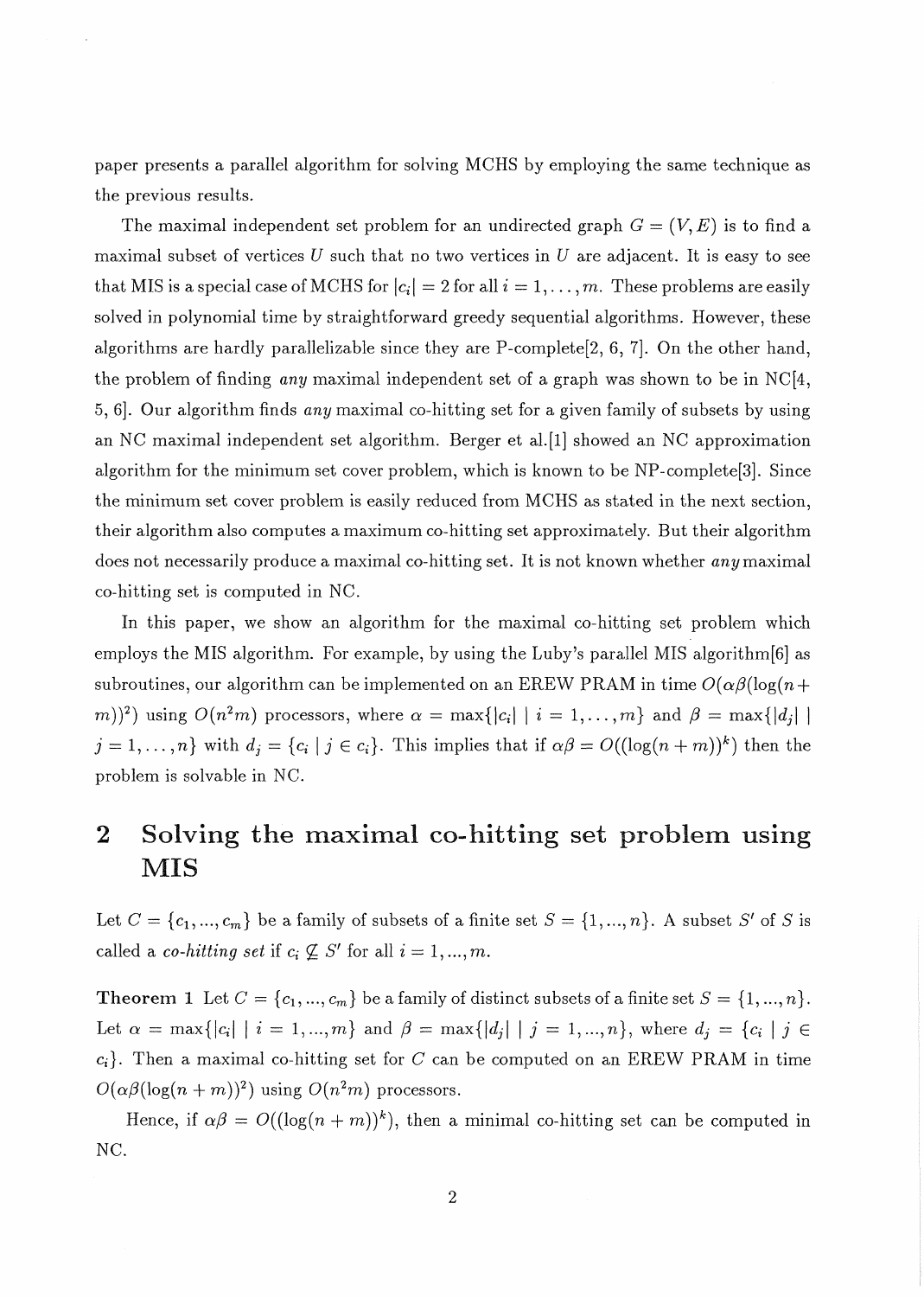paper presents a parallel algorithm for solving MCHS by employing the same technique as the previous results.

The maximal independent set problem for an undirected graph $G = (V, E)$ is to find a maximal subset of vertices $U$ such that no two vertices in $U$ are adjacent. It is easy to see that MIS is a special case of MCHS for $|c_i| = 2$ for all $i = 1, \ldots, m$. These problems are easily solved in polynomial time by straightforward greedy sequential algorithms. However, these algorithms are hardly parallelizable since they are P-complete[2, 6, 7]. On the other hand, the problem of finding *any* maximal independent set of a graph was shown to be in NC[4, 5, 6]. Our algorithm finds *any* maximal co-hitting set for a given family of subsets by using an NC maximal independent set algorithm. Berger et al.[1] showed an NC approximation algorithm for the minimum set cover problem, which is known to be NP-complete[3]. Since the minimum set cover problem is easily reduced from MCHS as stated in the next section, their algorithm also computes a maximum co-hitting set approximately. But their algorithm does not necessarily produce a maximal co-hitting set. It is not known whether *any* maximal co-hitting set is computed in NC.

In this paper, we show an algorithm for the maximal co-hitting set problem which employs the MIS algorithm. For example, by using the Luby's parallel MIS algorithm[6] as subroutines, our algorithm can be implemented on an EREW PRAM in time $O(\alpha\beta(\log(n+m))^2)$ using $O(n^2m)$ processors, where $\alpha = \max\{|c_i| \mid i = 1, \ldots, m\}$ and $\beta = \max\{|d_j| \mid j = 1, \ldots, n\}$ with $d_j = \{c_i \mid j \in c_i\}$. This implies that if $\alpha\beta = O((\log(n+m))^k)$ then the problem is solvable in NC.

## 2 Solving the maximal co-hitting set problem using MIS

Let $C = \{c_1, ..., c_m\}$ be a family of subsets of a finite set $S = \{1, ..., n\}$. A subset $S'$ of $S$ is called a *co-hitting set* if $c_i \not\subseteq S'$ for all $i = 1, ..., m$.

**Theorem 1** Let $C = \{c_1, ..., c_m\}$ be a family of distinct subsets of a finite set $S = \{1, ..., n\}$. Let $\alpha = \max\{|c_i| \mid i = 1, ..., m\}$ and $\beta = \max\{|d_j| \mid j = 1, ..., n\}$, where $d_j = \{c_i \mid j \in c_i\}$. Then a maximal co-hitting set for $C$ can be computed on an EREW PRAM in time $O(\alpha\beta(\log(n+m))^2)$ using $O(n^2m)$ processors.

Hence, if $\alpha\beta = O((\log(n+m))^k)$, then a minimal co-hitting set can be computed in NC.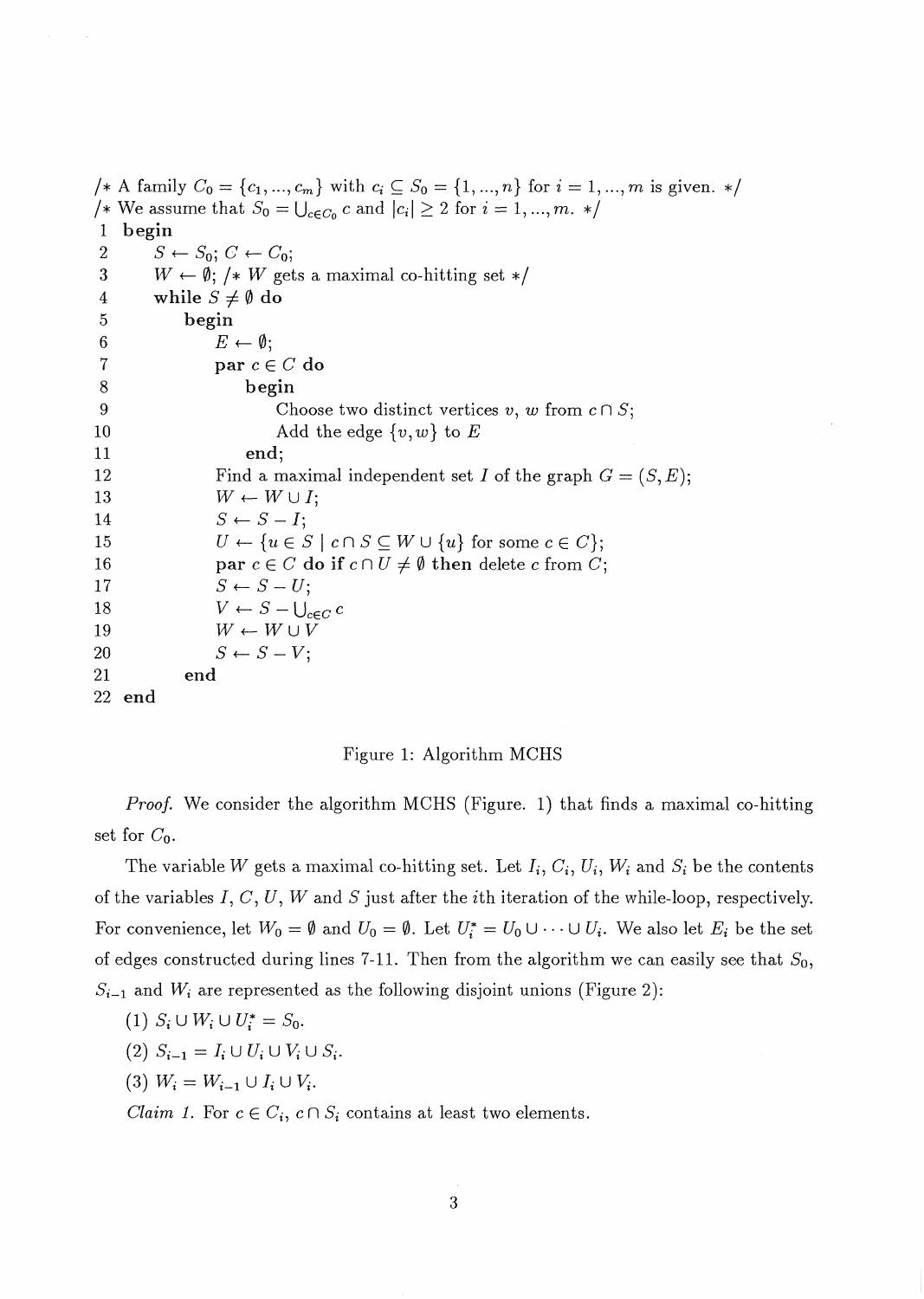```
/* A family C_0 = {c_1, ..., c_m} with c_i ⊆ S_0 = {1, ..., n} for i = 1, ..., m is given. */
/* We assume that S_0 = ⋃_{c∈C_0} c and |c_i| ≥ 2 for i = 1, ..., m. */
1  begin
2      S ← S_0; C ← C_0;
3      W ← ∅; /* W gets a maximal co-hitting set */
4      while S ≠ ∅ do
5          begin
6              E ← ∅;
7              par c ∈ C do
8                  begin
9                      Choose two distinct vertices v, w from c ∩ S;
10                     Add the edge {v, w} to E
11                 end;
12             Find a maximal independent set I of the graph G = (S, E);
13             W ← W ∪ I;
14             S ← S − I;
15             U ← {u ∈ S | c ∩ S ⊆ W ∪ {u} for some c ∈ C};
16             par c ∈ C do if c ∩ U ≠ ∅ then delete c from C;
17             S ← S − U;
18             V ← S − ⋃_{c∈C} c
19             W ← W ∪ V
20             S ← S − V;
21         end
22 end
```

Figure 1: Algorithm MCHS

*Proof.* We consider the algorithm MCHS (Figure. 1) that finds a maximal co-hitting set for $C_0$.

The variable $W$ gets a maximal co-hitting set. Let $I_i$, $C_i$, $U_i$, $W_i$ and $S_i$ be the contents of the variables $I$, $C$, $U$, $W$ and $S$ just after the $i$th iteration of the while-loop, respectively. For convenience, let $W_0 = \emptyset$ and $U_0 = \emptyset$. Let $U_i^* = U_0 \cup \cdots \cup U_i$. We also let $E_i$ be the set of edges constructed during lines 7-11. Then from the algorithm we can easily see that $S_0$, $S_{i-1}$ and $W_i$ are represented as the following disjoint unions (Figure 2):

(1) $S_i \cup W_i \cup U_i^* = S_0$.

(2) $S_{i-1} = I_i \cup U_i \cup V_i \cup S_i$.

(3) $W_i = W_{i-1} \cup I_i \cup V_i$.

*Claim 1.* For $c \in C_i$, $c \cap S_i$ contains at least two elements.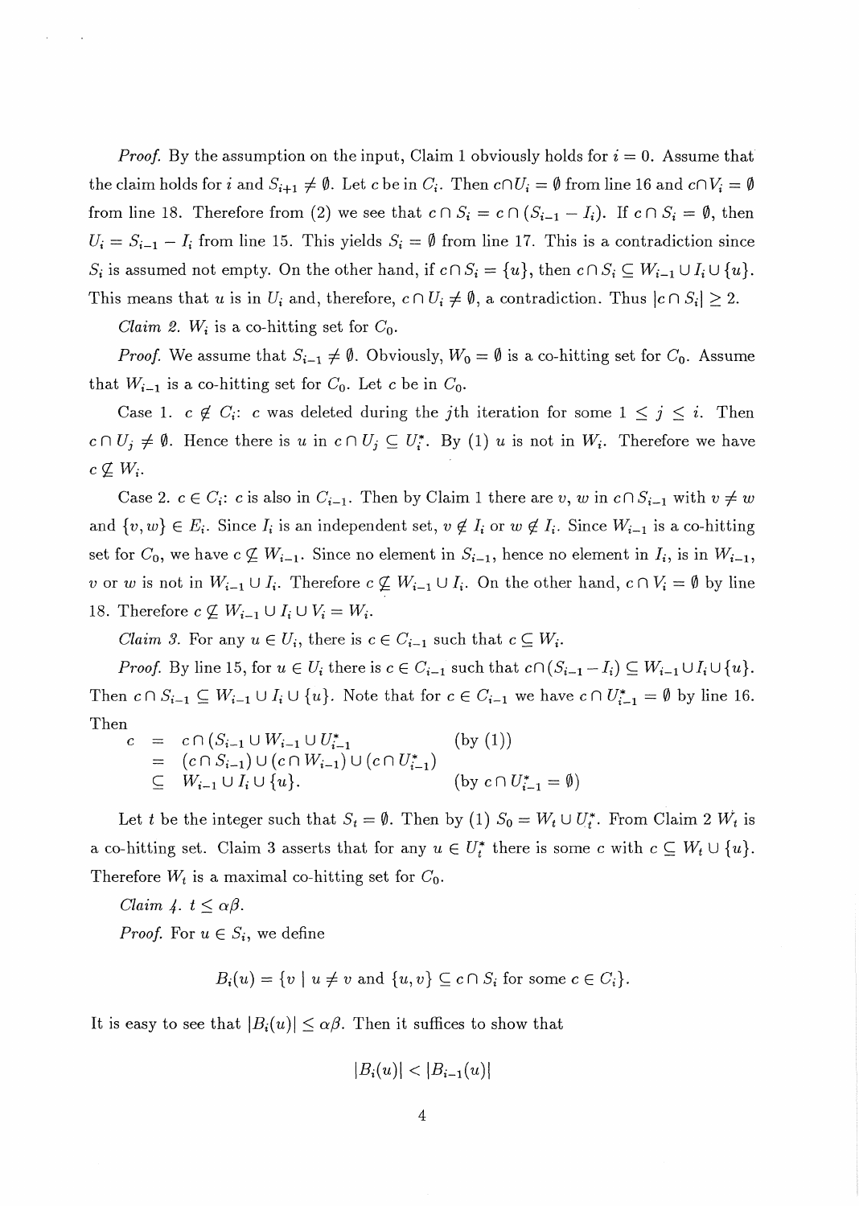*Proof.* By the assumption on the input, Claim 1 obviously holds for $i = 0$. Assume that the claim holds for $i$ and $S_{i+1} \neq \emptyset$. Let $c$ be in $C_i$. Then $c \cap U_i = \emptyset$ from line 16 and $c \cap V_i = \emptyset$ from line 18. Therefore from (2) we see that $c \cap S_i = c \cap (S_{i-1} - I_i)$. If $c \cap S_i = \emptyset$, then $U_i = S_{i-1} - I_i$ from line 15. This yields $S_i = \emptyset$ from line 17. This is a contradiction since $S_i$ is assumed not empty. On the other hand, if $c \cap S_i = \{u\}$, then $c \cap S_i \subseteq W_{i-1} \cup I_i \cup \{u\}$. This means that $u$ is in $U_i$ and, therefore, $c \cap U_i \neq \emptyset$, a contradiction. Thus $|c \cap S_i| \geq 2$.

*Claim 2.* $W_i$ is a co-hitting set for $C_0$.

*Proof.* We assume that $S_{i-1} \neq \emptyset$. Obviously, $W_0 = \emptyset$ is a co-hitting set for $C_0$. Assume that $W_{i-1}$ is a co-hitting set for $C_0$. Let $c$ be in $C_0$.

Case 1. $c \notin C_i$: $c$ was deleted during the $j$th iteration for some $1 \leq j \leq i$. Then $c \cap U_j \neq \emptyset$. Hence there is $u$ in $c \cap U_j \subseteq U_i^*$. By (1) $u$ is not in $W_i$. Therefore we have $c \not\subseteq W_i$.

Case 2. $c \in C_i$: $c$ is also in $C_{i-1}$. Then by Claim 1 there are $v$, $w$ in $c \cap S_{i-1}$ with $v \neq w$ and $\{v, w\} \in E_i$. Since $I_i$ is an independent set, $v \notin I_i$ or $w \notin I_i$. Since $W_{i-1}$ is a co-hitting set for $C_0$, we have $c \not\subseteq W_{i-1}$. Since no element in $S_{i-1}$, hence no element in $I_i$, is in $W_{i-1}$, $v$ or $w$ is not in $W_{i-1} \cup I_i$. Therefore $c \not\subseteq W_{i-1} \cup I_i$. On the other hand, $c \cap V_i = \emptyset$ by line 18. Therefore $c \not\subseteq W_{i-1} \cup I_i \cup V_i = W_i$.

*Claim 3.* For any $u \in U_i$, there is $c \in C_{i-1}$ such that $c \subseteq W_i$.

*Proof.* By line 15, for $u \in U_i$ there is $c \in C_{i-1}$ such that $c \cap (S_{i-1} - I_i) \subseteq W_{i-1} \cup I_i \cup \{u\}$. Then $c \cap S_{i-1} \subseteq W_{i-1} \cup I_i \cup \{u\}$. Note that for $c \in C_{i-1}$ we have $c \cap U_{i-1}^* = \emptyset$ by line 16. Then

$$
\begin{aligned}
c &= c \cap (S_{i-1} \cup W_{i-1} \cup U_{i-1}^* && \text{(by (1))} \\
&= (c \cap S_{i-1}) \cup (c \cap W_{i-1}) \cup (c \cap U_{i-1}^*) \\
&\subseteq W_{i-1} \cup I_i \cup \{u\}. && \text{(by } c \cap U_{i-1}^* = \emptyset\text{)}
\end{aligned}
$$

Let $t$ be the integer such that $S_t = \emptyset$. Then by (1) $S_0 = W_t \cup U_t^*$. From Claim 2 $W_t$ is a co-hitting set. Claim 3 asserts that for any $u \in U_t^*$ there is some $c$ with $c \subseteq W_t \cup \{u\}$. Therefore $W_t$ is a maximal co-hitting set for $C_0$.

*Claim 4.* $t \leq \alpha\beta$.

*Proof.* For $u \in S_i$, we define

$$B_i(u) = \{v \mid u \neq v \text{ and } \{u, v\} \subseteq c \cap S_i \text{ for some } c \in C_i\}.$$

It is easy to see that $|B_i(u)| \leq \alpha\beta$. Then it suffices to show that

$$|B_i(u)| < |B_{i-1}(u)|$$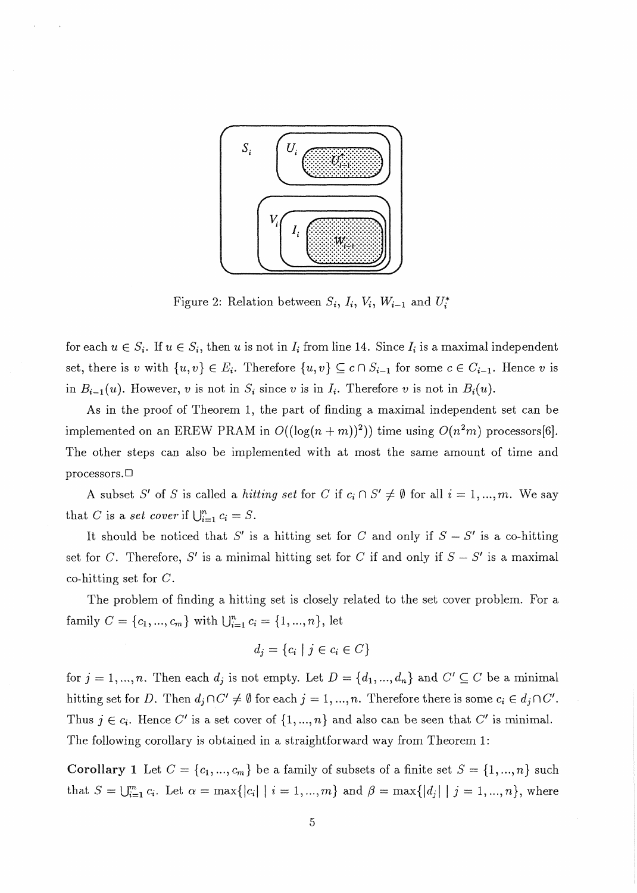Figure 2: Relation between $S_i$, $I_i$, $V_i$, $W_{i-1}$ and $U_i^*$

for each $u \in S_i$. If $u \in S_i$, then $u$ is not in $I_i$ from line 14. Since $I_i$ is a maximal independent set, there is $v$ with $\{u, v\} \in E_i$. Therefore $\{u, v\} \subseteq c \cap S_{i-1}$ for some $c \in C_{i-1}$. Hence $v$ is in $B_{i-1}(u)$. However, $v$ is not in $S_i$ since $v$ is in $I_i$. Therefore $v$ is not in $B_i(u)$.

As in the proof of Theorem 1, the part of finding a maximal independent set can be implemented on an EREW PRAM in $O((\log(n+m))^2))$ time using $O(n^2m)$ processors[6]. The other steps can also be implemented with at most the same amount of time and processors.□

A subset $S'$ of $S$ is called a *hitting set* for $C$ if $c_i \cap S' \neq \emptyset$ for all $i = 1, ..., m$. We say that $C$ is a *set cover* if $\bigcup_{i=1}^{m} c_i = S$.

It should be noticed that $S'$ is a hitting set for $C$ and only if $S - S'$ is a co-hitting set for $C$. Therefore, $S'$ is a minimal hitting set for $C$ if and only if $S - S'$ is a maximal co-hitting set for $C$.

The problem of finding a hitting set is closely related to the set cover problem. For a family $C = \{c_1, ..., c_m\}$ with $\bigcup_{i=1}^{m} c_i = \{1, ..., n\}$, let

$$d_j = \{c_i \mid j \in c_i \in C\}$$

for $j = 1, ..., n$. Then each $d_j$ is not empty. Let $D = \{d_1, ..., d_n\}$ and $C' \subseteq C$ be a minimal hitting set for $D$. Then $d_j \cap C' \neq \emptyset$ for each $j = 1, ..., n$. Therefore there is some $c_i \in d_j \cap C'$. Thus $j \in c_i$. Hence $C'$ is a set cover of $\{1, ..., n\}$ and also can be seen that $C'$ is minimal. The following corollary is obtained in a straightforward way from Theorem 1:

**Corollary 1** Let $C = \{c_1, ..., c_m\}$ be a family of subsets of a finite set $S = \{1, ..., n\}$ such that $S = \bigcup_{i=1}^{m} c_i$. Let $\alpha = \max\{|c_i| \mid i = 1, ..., m\}$ and $\beta = \max\{|d_j| \mid j = 1, ..., n\}$, where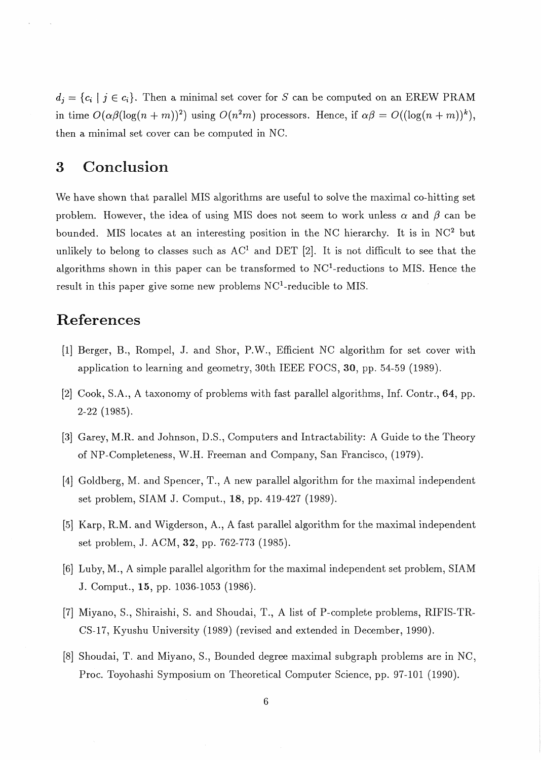$d_j = \{c_i \mid j \in c_i\}$. Then a minimal set cover for $S$ can be computed on an EREW PRAM in time $O(\alpha\beta(\log(n+m))^2)$ using $O(n^2m)$ processors. Hence, if $\alpha\beta = O((\log(n+m))^k)$, then a minimal set cover can be computed in NC.

## 3 Conclusion

We have shown that parallel MIS algorithms are useful to solve the maximal co-hitting set problem. However, the idea of using MIS does not seem to work unless $\alpha$ and $\beta$ can be bounded. MIS locates at an interesting position in the NC hierarchy. It is in $NC^2$ but unlikely to belong to classes such as $AC^1$ and DET [2]. It is not difficult to see that the algorithms shown in this paper can be transformed to $NC^1$-reductions to MIS. Hence the result in this paper give some new problems $NC^1$-reducible to MIS.

## References

[1] Berger, B., Rompel, J. and Shor, P.W., Efficient NC algorithm for set cover with application to learning and geometry, 30th IEEE FOCS, **30**, pp. 54-59 (1989).

[2] Cook, S.A., A taxonomy of problems with fast parallel algorithms, Inf. Contr., **64**, pp. 2-22 (1985).

[3] Garey, M.R. and Johnson, D.S., Computers and Intractability: A Guide to the Theory of NP-Completeness, W.H. Freeman and Company, San Francisco, (1979).

[4] Goldberg, M. and Spencer, T., A new parallel algorithm for the maximal independent set problem, SIAM J. Comput., **18**, pp. 419-427 (1989).

[5] Karp, R.M. and Wigderson, A., A fast parallel algorithm for the maximal independent set problem, J. ACM, **32**, pp. 762-773 (1985).

[6] Luby, M., A simple parallel algorithm for the maximal independent set problem, SIAM J. Comput., **15**, pp. 1036-1053 (1986).

[7] Miyano, S., Shiraishi, S. and Shoudai, T., A list of P-complete problems, RIFIS-TR-CS-17, Kyushu University (1989) (revised and extended in December, 1990).

[8] Shoudai, T. and Miyano, S., Bounded degree maximal subgraph problems are in NC, Proc. Toyohashi Symposium on Theoretical Computer Science, pp. 97-101 (1990).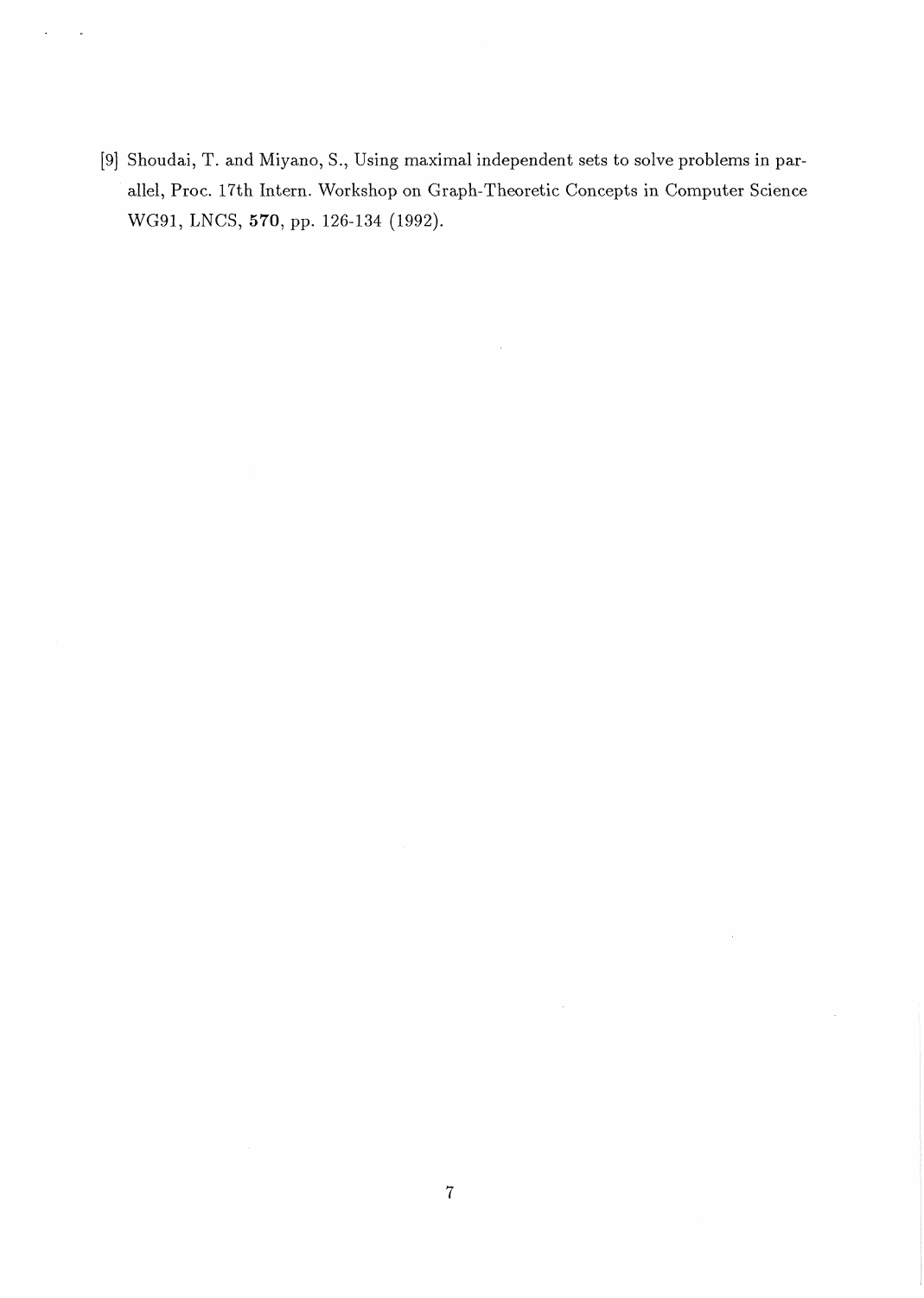[9] Shoudai, T. and Miyano, S., Using maximal independent sets to solve problems in parallel, Proc. 17th Intern. Workshop on Graph-Theoretic Concepts in Computer Science WG91, LNCS, **570**, pp. 126-134 (1992).